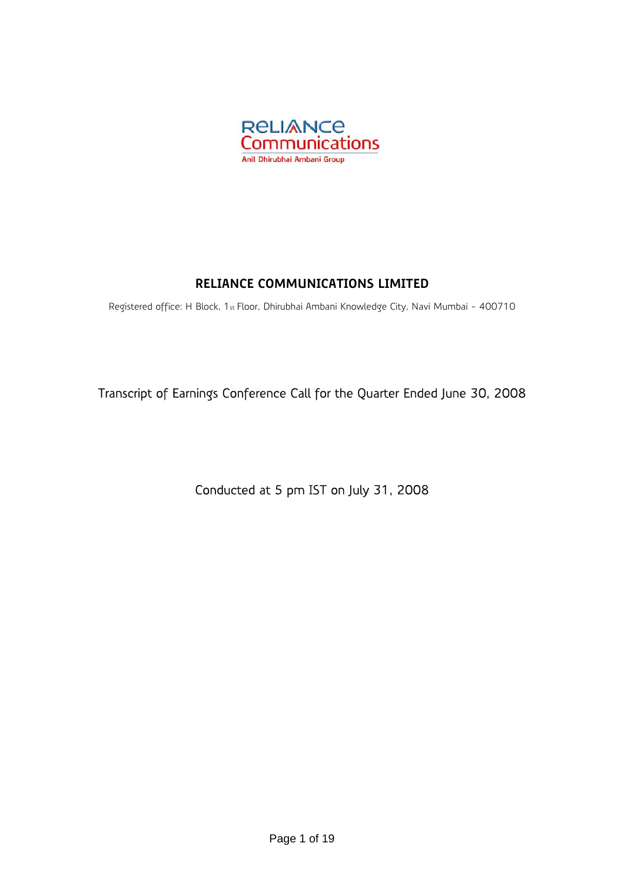# RELIANCE COMMUNICATIONS LIMITED

Registered office: H Block, 1st Floor, Dhirubhai Ambani Knowledge City, Navi Mumbai - 400710

Transcript of Earnings Conference Call for the Quarter Ended June 30, 2008

Conducted at 5 pm IST on July 31, 2008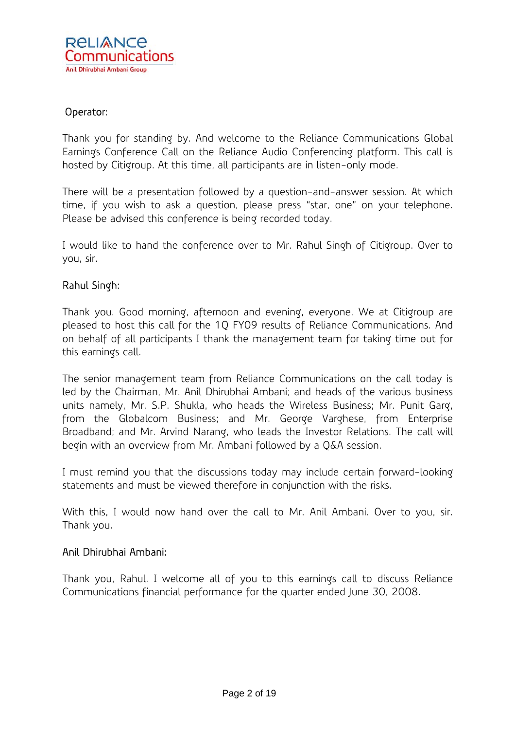Operator:

Thank you for standing by. And welcome to the Reliance Communications Global Earnings Conference Call on the Reliance Audio Conferencing platform. This call is hosted by Citigroup. At this time, all participants are in listen-only mode.

There will be a presentation followed by a question-and-answer session. At which time, if you wish to ask a question, please press "star, one" on your telephone. Please be advised this conference is being recorded today.

I would like to hand the conference over to Mr. Rahul Singh of Citigroup. Over to you, sir.

Rahul Singh:

Thank you. Good morning, afternoon and evening, everyone. We at Citigroup are pleased to host this call for the 1Q FY09 results of Reliance Communications. And on behalf of all participants I thank the management team for taking time out for this earnings call.

The senior management team from Reliance Communications on the call today is led by the Chairman, Mr. Anil Dhirubhai Ambani; and heads of the various business units namely, Mr. S.P. Shukla, who heads the Wireless Business; Mr. Punit Garg, from the Globalcom Business; and Mr. George Varghese, from Enterprise Broadband; and Mr. Arvind Narang, who leads the Investor Relations. The call will begin with an overview from Mr. Ambani followed by a Q&A session.

I must remind you that the discussions today may include certain forward-looking statements and must be viewed therefore in conjunction with the risks.

With this, I would now hand over the call to Mr. Anil Ambani. Over to you, sir. Thank you.

Anil Dhirubhai Ambani:

Thank you, Rahul. I welcome all of you to this earnings call to discuss Reliance Communications financial performance for the quarter ended June 30, 2008.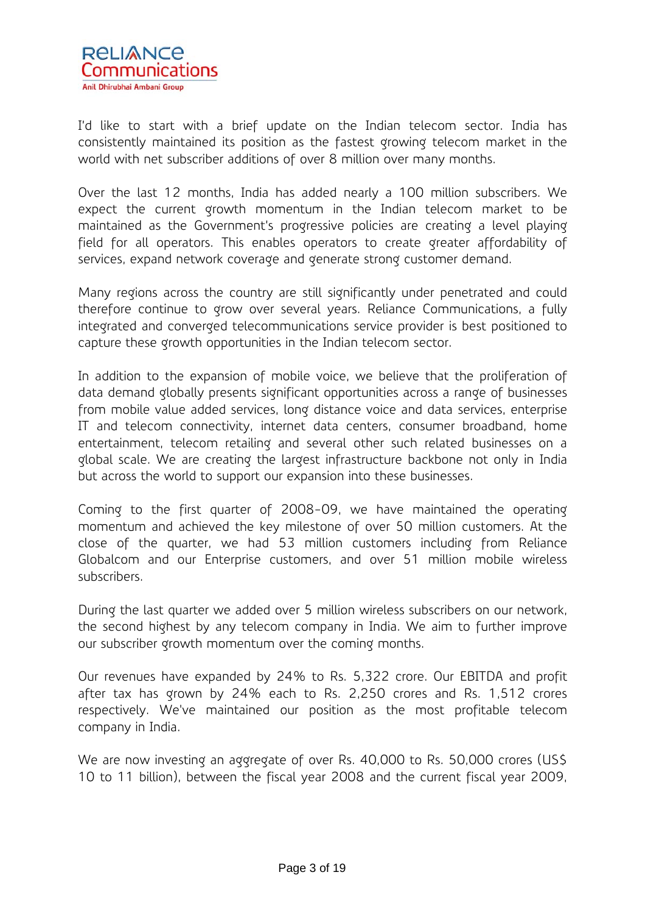I'd like to start with a brief update on the Indian telecom sector. India has consistently maintained its position as the fastest growing telecom market in the world with net subscriber additions of over 8 million over many months.

Over the last 12 months, India has added nearly a 100 million subscribers. We expect the current growth momentum in the Indian telecom market to be maintained as the Government's progressive policies are creating a level playing field for all operators. This enables operators to create greater affordability of services, expand network coverage and generate strong customer demand.

Many regions across the country are still significantly under penetrated and could therefore continue to grow over several years. Reliance Communications, a fully integrated and converged telecommunications service provider is best positioned to capture these growth opportunities in the Indian telecom sector.

In addition to the expansion of mobile voice, we believe that the proliferation of data demand globally presents significant opportunities across a range of businesses from mobile value added services, long distance voice and data services, enterprise IT and telecom connectivity, internet data centers, consumer broadband, home entertainment, telecom retailing and several other such related businesses on a global scale. We are creating the largest infrastructure backbone not only in India but across the world to support our expansion into these businesses.

Coming to the first quarter of 2008-09, we have maintained the operating momentum and achieved the key milestone of over 50 million customers. At the close of the quarter, we had 53 million customers including from Reliance Globalcom and our Enterprise customers, and over 51 million mobile wireless subscribers.

During the last quarter we added over 5 million wireless subscribers on our network, the second highest by any telecom company in India. We aim to further improve our subscriber growth momentum over the coming months.

Our revenues have expanded by 24% to Rs. 5,322 crore. Our EBITDA and profit after tax has grown by 24% each to Rs. 2,250 crores and Rs. 1,512 crores respectively. We've maintained our position as the most profitable telecom company in India.

We are now investing an aggregate of over Rs. 40,000 to Rs. 50,000 crores (US$ 10 to 11 billion), between the fiscal year 2008 and the current fiscal year 2009,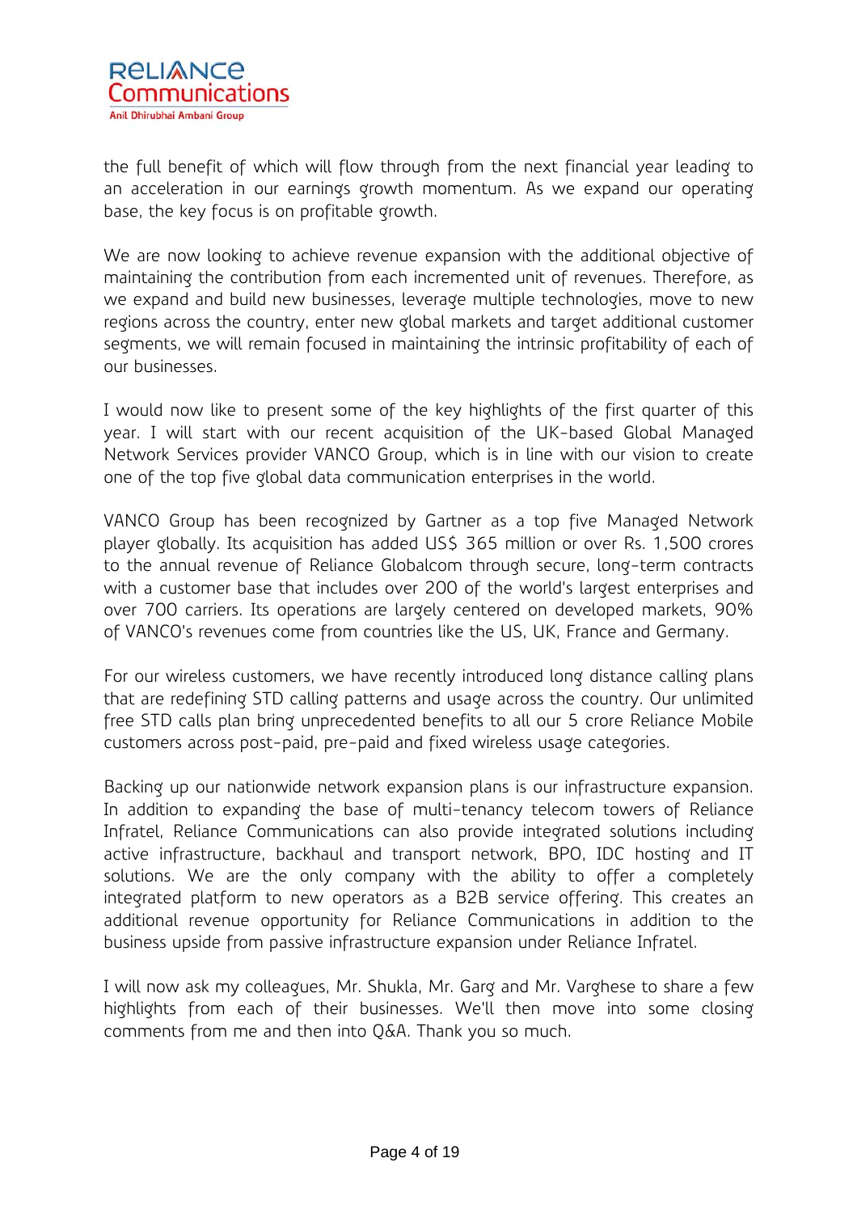the full benefit of which will flow through from the next financial year leading to an acceleration in our earnings growth momentum. As we expand our operating base, the key focus is on profitable growth.

We are now looking to achieve revenue expansion with the additional objective of maintaining the contribution from each incremented unit of revenues. Therefore, as we expand and build new businesses, leverage multiple technologies, move to new regions across the country, enter new global markets and target additional customer segments, we will remain focused in maintaining the intrinsic profitability of each of our businesses.

I would now like to present some of the key highlights of the first quarter of this year. I will start with our recent acquisition of the UK-based Global Managed Network Services provider VANCO Group, which is in line with our vision to create one of the top five global data communication enterprises in the world.

VANCO Group has been recognized by Gartner as a top five Managed Network player globally. Its acquisition has added US$ 365 million or over Rs. 1,500 crores to the annual revenue of Reliance Globalcom through secure, long-term contracts with a customer base that includes over 200 of the world's largest enterprises and over 700 carriers. Its operations are largely centered on developed markets, 90% of VANCO's revenues come from countries like the US, UK, France and Germany.

For our wireless customers, we have recently introduced long distance calling plans that are redefining STD calling patterns and usage across the country. Our unlimited free STD calls plan bring unprecedented benefits to all our 5 crore Reliance Mobile customers across post-paid, pre-paid and fixed wireless usage categories.

Backing up our nationwide network expansion plans is our infrastructure expansion. In addition to expanding the base of multi-tenancy telecom towers of Reliance Infratel, Reliance Communications can also provide integrated solutions including active infrastructure, backhaul and transport network, BPO, IDC hosting and IT solutions. We are the only company with the ability to offer a completely integrated platform to new operators as a B2B service offering. This creates an additional revenue opportunity for Reliance Communications in addition to the business upside from passive infrastructure expansion under Reliance Infratel.

I will now ask my colleagues, Mr. Shukla, Mr. Garg and Mr. Varghese to share a few highlights from each of their businesses. We'll then move into some closing comments from me and then into Q&A. Thank you so much.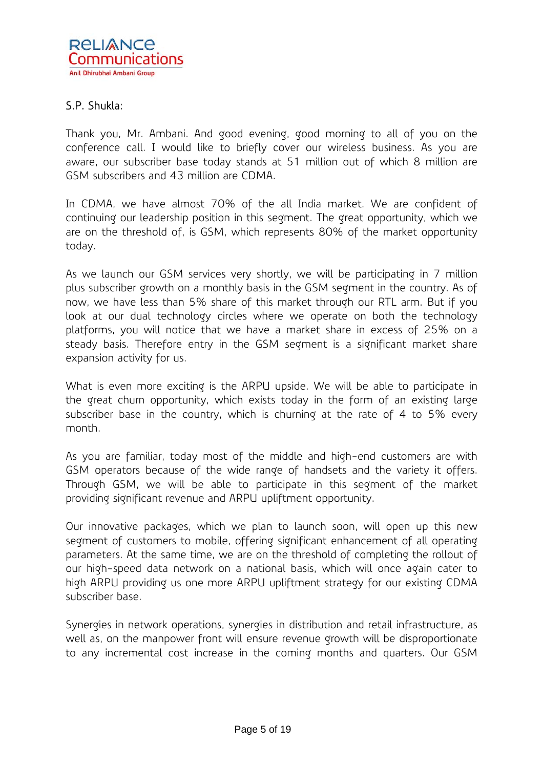S.P. Shukla:

Thank you, Mr. Ambani. And good evening, good morning to all of you on the conference call. I would like to briefly cover our wireless business. As you are aware, our subscriber base today stands at 51 million out of which 8 million are GSM subscribers and 43 million are CDMA.

In CDMA, we have almost 70% of the all India market. We are confident of continuing our leadership position in this segment. The great opportunity, which we are on the threshold of, is GSM, which represents 80% of the market opportunity today.

As we launch our GSM services very shortly, we will be participating in 7 million plus subscriber growth on a monthly basis in the GSM segment in the country. As of now, we have less than 5% share of this market through our RTL arm. But if you look at our dual technology circles where we operate on both the technology platforms, you will notice that we have a market share in excess of 25% on a steady basis. Therefore entry in the GSM segment is a significant market share expansion activity for us.

What is even more exciting is the ARPU upside. We will be able to participate in the great churn opportunity, which exists today in the form of an existing large subscriber base in the country, which is churning at the rate of 4 to 5% every month.

As you are familiar, today most of the middle and high-end customers are with GSM operators because of the wide range of handsets and the variety it offers. Through GSM, we will be able to participate in this segment of the market providing significant revenue and ARPU upliftment opportunity.

Our innovative packages, which we plan to launch soon, will open up this new segment of customers to mobile, offering significant enhancement of all operating parameters. At the same time, we are on the threshold of completing the rollout of our high-speed data network on a national basis, which will once again cater to high ARPU providing us one more ARPU upliftment strategy for our existing CDMA subscriber base.

Synergies in network operations, synergies in distribution and retail infrastructure, as well as, on the manpower front will ensure revenue growth will be disproportionate to any incremental cost increase in the coming months and quarters. Our GSM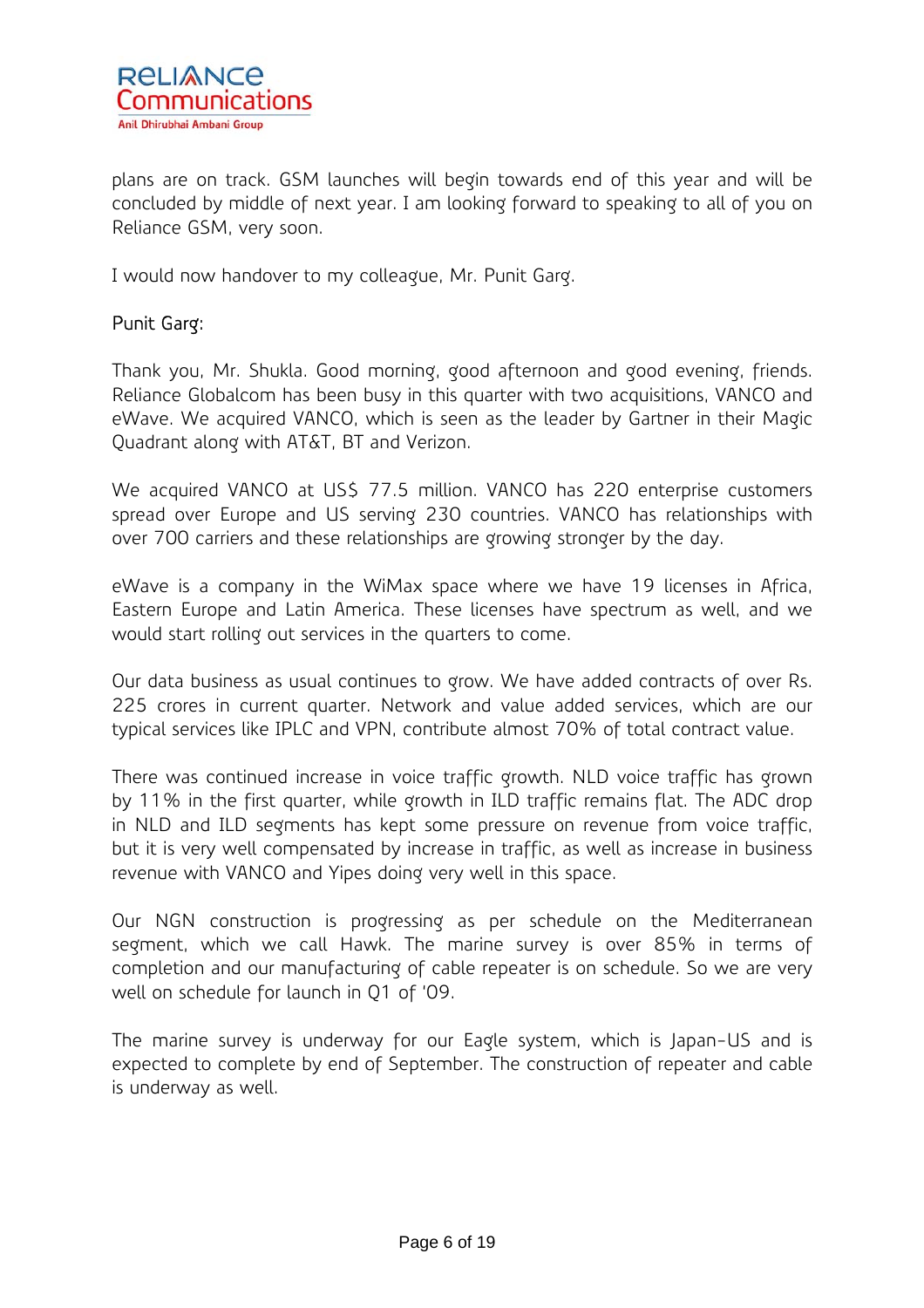plans are on track. GSM launches will begin towards end of this year and will be concluded by middle of next year. I am looking forward to speaking to all of you on Reliance GSM, very soon.

I would now handover to my colleague, Mr. Punit Garg.

Punit Garg:

Thank you, Mr. Shukla. Good morning, good afternoon and good evening, friends. Reliance Globalcom has been busy in this quarter with two acquisitions, VANCO and eWave. We acquired VANCO, which is seen as the leader by Gartner in their Magic Quadrant along with AT&T, BT and Verizon.

We acquired VANCO at US$ 77.5 million. VANCO has 220 enterprise customers spread over Europe and US serving 230 countries. VANCO has relationships with over 700 carriers and these relationships are growing stronger by the day.

eWave is a company in the WiMax space where we have 19 licenses in Africa, Eastern Europe and Latin America. These licenses have spectrum as well, and we would start rolling out services in the quarters to come.

Our data business as usual continues to grow. We have added contracts of over Rs. 225 crores in current quarter. Network and value added services, which are our typical services like IPLC and VPN, contribute almost 70% of total contract value.

There was continued increase in voice traffic growth. NLD voice traffic has grown by 11% in the first quarter, while growth in ILD traffic remains flat. The ADC drop in NLD and ILD segments has kept some pressure on revenue from voice traffic, but it is very well compensated by increase in traffic, as well as increase in business revenue with VANCO and Yipes doing very well in this space.

Our NGN construction is progressing as per schedule on the Mediterranean segment, which we call Hawk. The marine survey is over 85% in terms of completion and our manufacturing of cable repeater is on schedule. So we are very well on schedule for launch in Q1 of '09.

The marine survey is underway for our Eagle system, which is Japan-US and is expected to complete by end of September. The construction of repeater and cable is underway as well.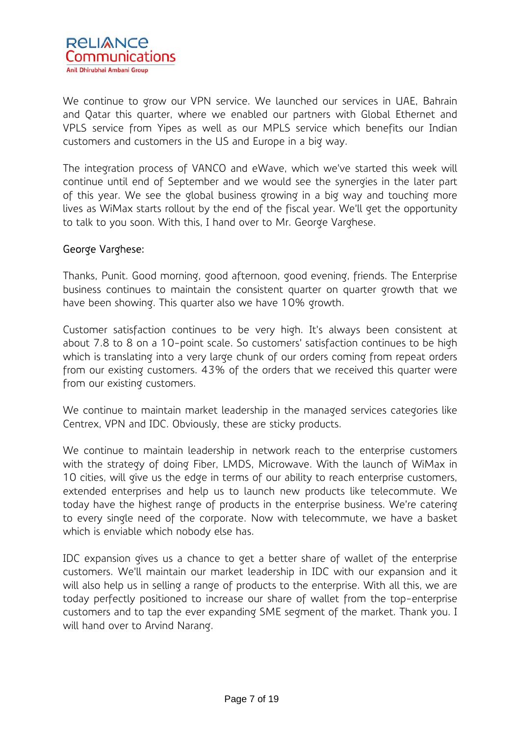We continue to grow our VPN service. We launched our services in UAE, Bahrain and Qatar this quarter, where we enabled our partners with Global Ethernet and VPLS service from Yipes as well as our MPLS service which benefits our Indian customers and customers in the US and Europe in a big way.

The integration process of VANCO and eWave, which we've started this week will continue until end of September and we would see the synergies in the later part of this year. We see the global business growing in a big way and touching more lives as WiMax starts rollout by the end of the fiscal year. We'll get the opportunity to talk to you soon. With this, I hand over to Mr. George Varghese.

George Varghese:

Thanks, Punit. Good morning, good afternoon, good evening, friends. The Enterprise business continues to maintain the consistent quarter on quarter growth that we have been showing. This quarter also we have 10% growth.

Customer satisfaction continues to be very high. It's always been consistent at about 7.8 to 8 on a 10-point scale. So customers' satisfaction continues to be high which is translating into a very large chunk of our orders coming from repeat orders from our existing customers. 43% of the orders that we received this quarter were from our existing customers.

We continue to maintain market leadership in the managed services categories like Centrex, VPN and IDC. Obviously, these are sticky products.

We continue to maintain leadership in network reach to the enterprise customers with the strategy of doing Fiber, LMDS, Microwave. With the launch of WiMax in 10 cities, will give us the edge in terms of our ability to reach enterprise customers, extended enterprises and help us to launch new products like telecommute. We today have the highest range of products in the enterprise business. We're catering to every single need of the corporate. Now with telecommute, we have a basket which is enviable which nobody else has.

IDC expansion gives us a chance to get a better share of wallet of the enterprise customers. We'll maintain our market leadership in IDC with our expansion and it will also help us in selling a range of products to the enterprise. With all this, we are today perfectly positioned to increase our share of wallet from the top-enterprise customers and to tap the ever expanding SME segment of the market. Thank you. I will hand over to Arvind Narang.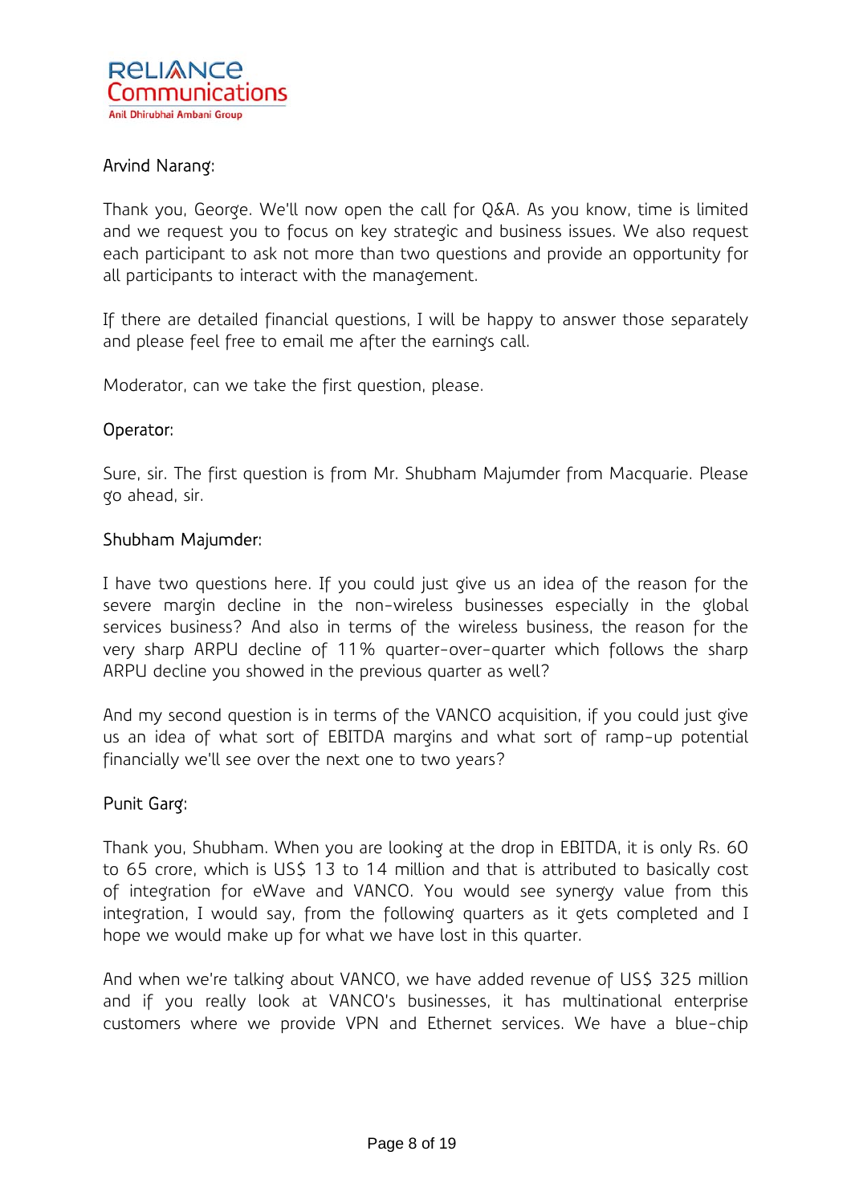Arvind Narang:

Thank you, George. We'll now open the call for Q&A. As you know, time is limited and we request you to focus on key strategic and business issues. We also request each participant to ask not more than two questions and provide an opportunity for all participants to interact with the management.

If there are detailed financial questions, I will be happy to answer those separately and please feel free to email me after the earnings call.

Moderator, can we take the first question, please.

Operator:

Sure, sir. The first question is from Mr. Shubham Majumder from Macquarie. Please go ahead, sir.

Shubham Majumder:

I have two questions here. If you could just give us an idea of the reason for the severe margin decline in the non-wireless businesses especially in the global services business? And also in terms of the wireless business, the reason for the very sharp ARPU decline of 11% quarter-over-quarter which follows the sharp ARPU decline you showed in the previous quarter as well?

And my second question is in terms of the VANCO acquisition, if you could just give us an idea of what sort of EBITDA margins and what sort of ramp-up potential financially we'll see over the next one to two years?

Punit Garg:

Thank you, Shubham. When you are looking at the drop in EBITDA, it is only Rs. 60 to 65 crore, which is US$ 13 to 14 million and that is attributed to basically cost of integration for eWave and VANCO. You would see synergy value from this integration, I would say, from the following quarters as it gets completed and I hope we would make up for what we have lost in this quarter.

And when we're talking about VANCO, we have added revenue of US$ 325 million and if you really look at VANCO's businesses, it has multinational enterprise customers where we provide VPN and Ethernet services. We have a blue-chip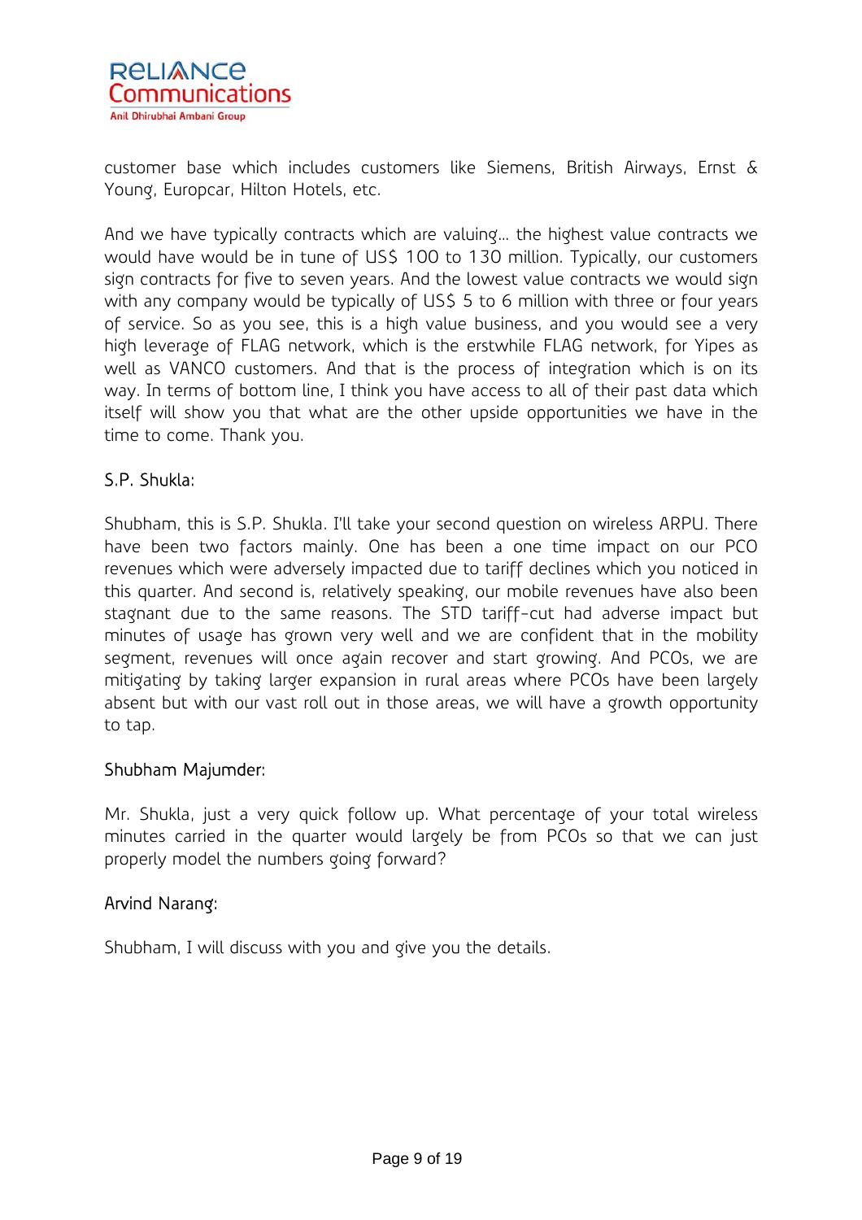customer base which includes customers like Siemens, British Airways, Ernst & Young, Europcar, Hilton Hotels, etc.

And we have typically contracts which are valuing… the highest value contracts we would have would be in tune of US$ 100 to 130 million. Typically, our customers sign contracts for five to seven years. And the lowest value contracts we would sign with any company would be typically of US$ 5 to 6 million with three or four years of service. So as you see, this is a high value business, and you would see a very high leverage of FLAG network, which is the erstwhile FLAG network, for Yipes as well as VANCO customers. And that is the process of integration which is on its way. In terms of bottom line, I think you have access to all of their past data which itself will show you that what are the other upside opportunities we have in the time to come. Thank you.

S.P. Shukla:

Shubham, this is S.P. Shukla. I'll take your second question on wireless ARPU. There have been two factors mainly. One has been a one time impact on our PCO revenues which were adversely impacted due to tariff declines which you noticed in this quarter. And second is, relatively speaking, our mobile revenues have also been stagnant due to the same reasons. The STD tariff-cut had adverse impact but minutes of usage has grown very well and we are confident that in the mobility segment, revenues will once again recover and start growing. And PCOs, we are mitigating by taking larger expansion in rural areas where PCOs have been largely absent but with our vast roll out in those areas, we will have a growth opportunity to tap.

Shubham Majumder:

Mr. Shukla, just a very quick follow up. What percentage of your total wireless minutes carried in the quarter would largely be from PCOs so that we can just properly model the numbers going forward?

Arvind Narang:

Shubham, I will discuss with you and give you the details.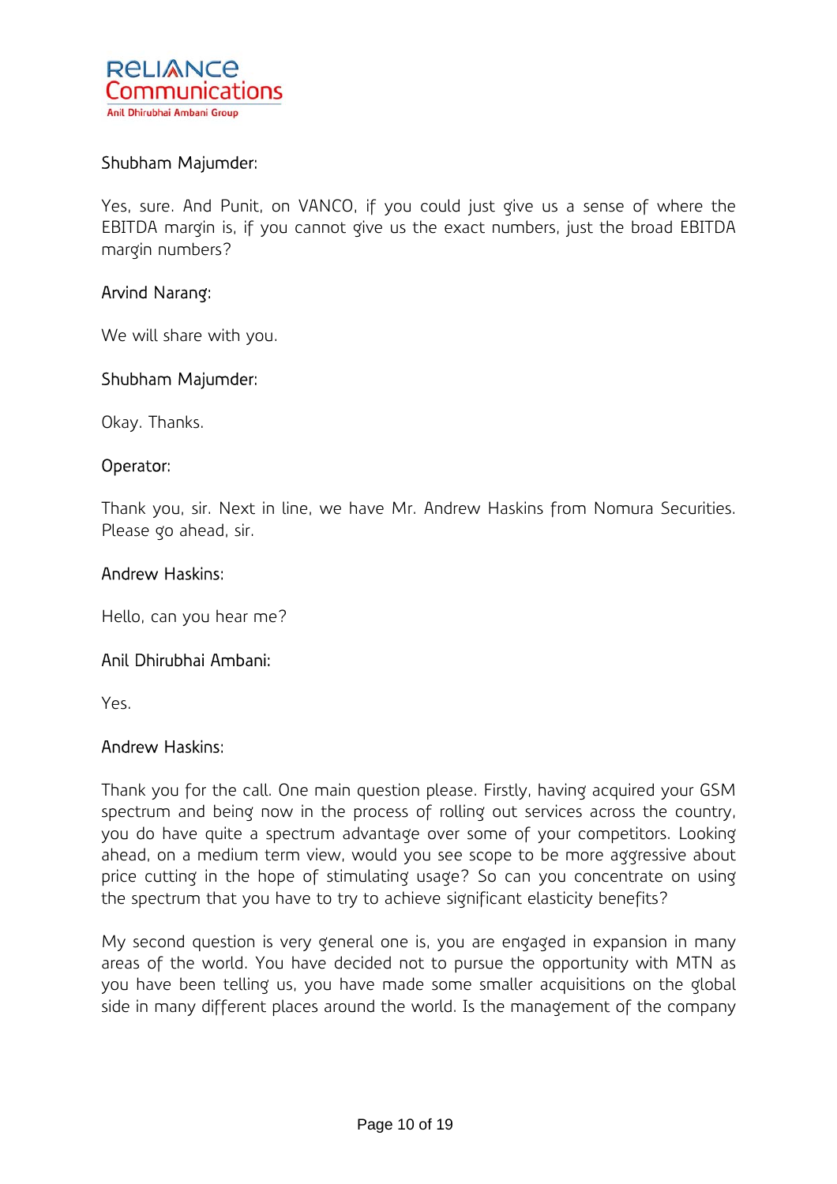Shubham Majumder:

Yes, sure. And Punit, on VANCO, if you could just give us a sense of where the EBITDA margin is, if you cannot give us the exact numbers, just the broad EBITDA margin numbers?

Arvind Narang:

We will share with you.

Shubham Majumder:

Okay. Thanks.

Operator:

Thank you, sir. Next in line, we have Mr. Andrew Haskins from Nomura Securities. Please go ahead, sir.

Andrew Haskins:

Hello, can you hear me?

Anil Dhirubhai Ambani:

Yes.

Andrew Haskins:

Thank you for the call. One main question please. Firstly, having acquired your GSM spectrum and being now in the process of rolling out services across the country, you do have quite a spectrum advantage over some of your competitors. Looking ahead, on a medium term view, would you see scope to be more aggressive about price cutting in the hope of stimulating usage? So can you concentrate on using the spectrum that you have to try to achieve significant elasticity benefits?

My second question is very general one is, you are engaged in expansion in many areas of the world. You have decided not to pursue the opportunity with MTN as you have been telling us, you have made some smaller acquisitions on the global side in many different places around the world. Is the management of the company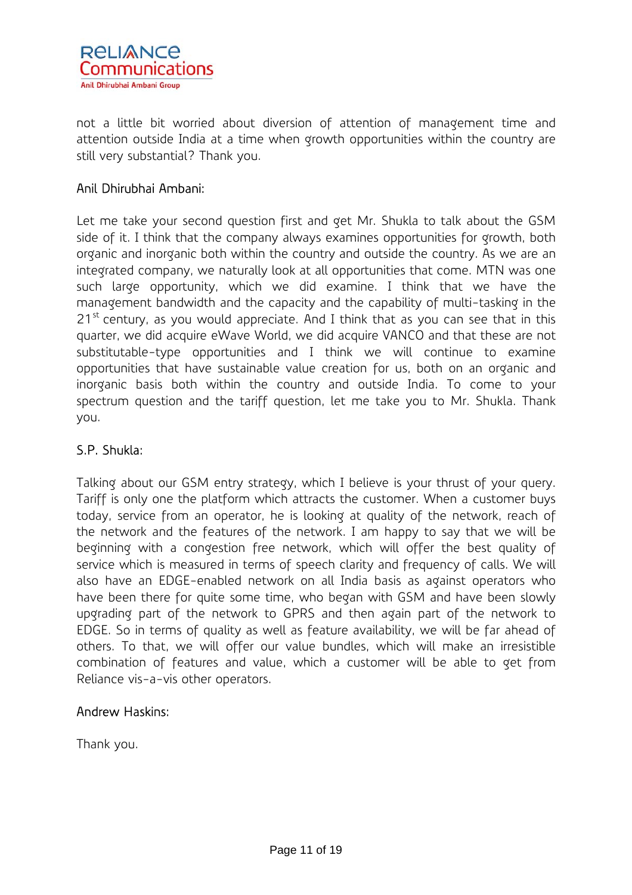not a little bit worried about diversion of attention of management time and attention outside India at a time when growth opportunities within the country are still very substantial? Thank you.

Anil Dhirubhai Ambani:

Let me take your second question first and get Mr. Shukla to talk about the GSM side of it. I think that the company always examines opportunities for growth, both organic and inorganic both within the country and outside the country. As we are an integrated company, we naturally look at all opportunities that come. MTN was one such large opportunity, which we did examine. I think that we have the management bandwidth and the capacity and the capability of multi-tasking in the 21st century, as you would appreciate. And I think that as you can see that in this quarter, we did acquire eWave World, we did acquire VANCO and that these are not substitutable-type opportunities and I think we will continue to examine opportunities that have sustainable value creation for us, both on an organic and inorganic basis both within the country and outside India. To come to your spectrum question and the tariff question, let me take you to Mr. Shukla. Thank you.

S.P. Shukla:

Talking about our GSM entry strategy, which I believe is your thrust of your query. Tariff is only one the platform which attracts the customer. When a customer buys today, service from an operator, he is looking at quality of the network, reach of the network and the features of the network. I am happy to say that we will be beginning with a congestion free network, which will offer the best quality of service which is measured in terms of speech clarity and frequency of calls. We will also have an EDGE-enabled network on all India basis as against operators who have been there for quite some time, who began with GSM and have been slowly upgrading part of the network to GPRS and then again part of the network to EDGE. So in terms of quality as well as feature availability, we will be far ahead of others. To that, we will offer our value bundles, which will make an irresistible combination of features and value, which a customer will be able to get from Reliance vis-a-vis other operators.

Andrew Haskins:

Thank you.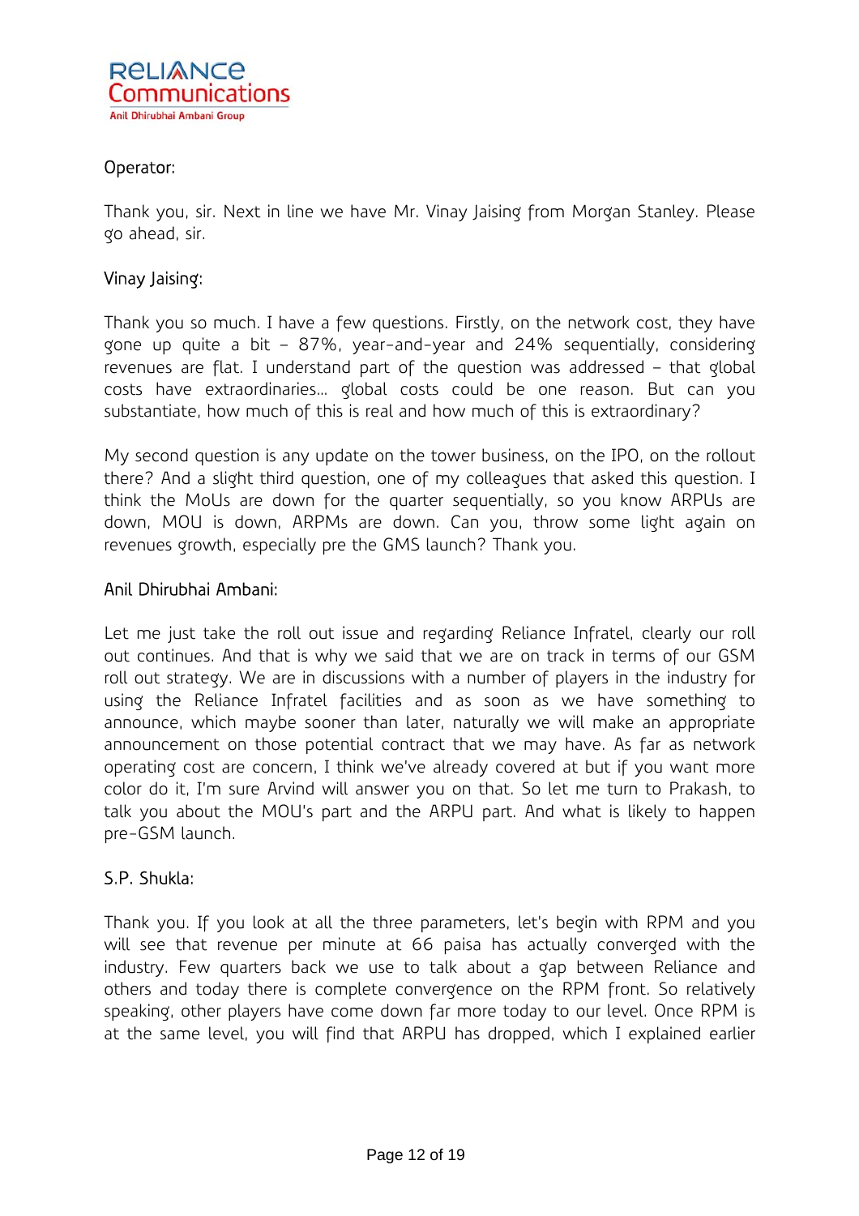Operator:

Thank you, sir. Next in line we have Mr. Vinay Jaising from Morgan Stanley. Please go ahead, sir.

Vinay Jaising:

Thank you so much. I have a few questions. Firstly, on the network cost, they have gone up quite a bit – 87%, year-and-year and 24% sequentially, considering revenues are flat. I understand part of the question was addressed – that global costs have extraordinaries… global costs could be one reason. But can you substantiate, how much of this is real and how much of this is extraordinary?

My second question is any update on the tower business, on the IPO, on the rollout there? And a slight third question, one of my colleagues that asked this question. I think the MoUs are down for the quarter sequentially, so you know ARPUs are down, MOU is down, ARPMs are down. Can you, throw some light again on revenues growth, especially pre the GMS launch? Thank you.

Anil Dhirubhai Ambani:

Let me just take the roll out issue and regarding Reliance Infratel, clearly our roll out continues. And that is why we said that we are on track in terms of our GSM roll out strategy. We are in discussions with a number of players in the industry for using the Reliance Infratel facilities and as soon as we have something to announce, which maybe sooner than later, naturally we will make an appropriate announcement on those potential contract that we may have. As far as network operating cost are concern, I think we've already covered at but if you want more color do it, I'm sure Arvind will answer you on that. So let me turn to Prakash, to talk you about the MOU's part and the ARPU part. And what is likely to happen pre-GSM launch.

S.P. Shukla:

Thank you. If you look at all the three parameters, let's begin with RPM and you will see that revenue per minute at 66 paisa has actually converged with the industry. Few quarters back we use to talk about a gap between Reliance and others and today there is complete convergence on the RPM front. So relatively speaking, other players have come down far more today to our level. Once RPM is at the same level, you will find that ARPU has dropped, which I explained earlier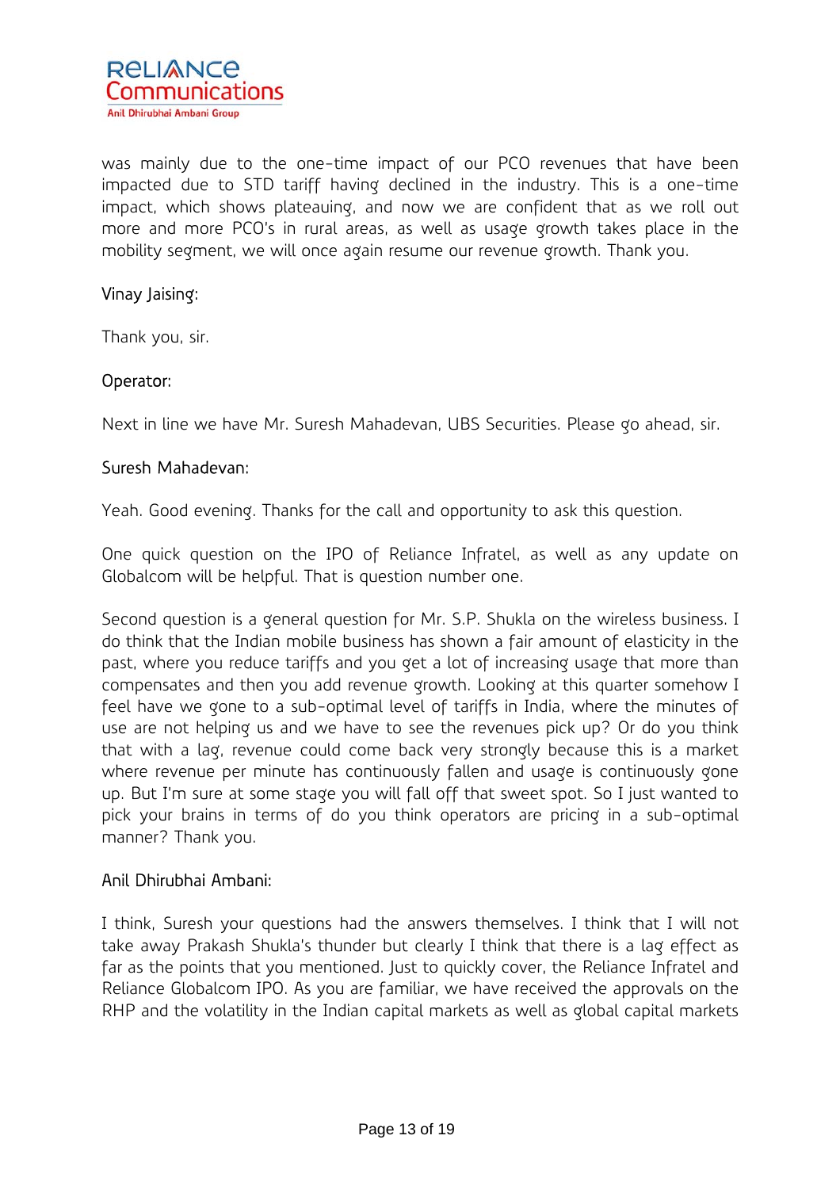was mainly due to the one-time impact of our PCO revenues that have been impacted due to STD tariff having declined in the industry. This is a one-time impact, which shows plateauing, and now we are confident that as we roll out more and more PCO's in rural areas, as well as usage growth takes place in the mobility segment, we will once again resume our revenue growth. Thank you.

Vinay Jaising:

Thank you, sir.

Operator:

Next in line we have Mr. Suresh Mahadevan, UBS Securities. Please go ahead, sir.

Suresh Mahadevan:

Yeah. Good evening. Thanks for the call and opportunity to ask this question.

One quick question on the IPO of Reliance Infratel, as well as any update on Globalcom will be helpful. That is question number one.

Second question is a general question for Mr. S.P. Shukla on the wireless business. I do think that the Indian mobile business has shown a fair amount of elasticity in the past, where you reduce tariffs and you get a lot of increasing usage that more than compensates and then you add revenue growth. Looking at this quarter somehow I feel have we gone to a sub-optimal level of tariffs in India, where the minutes of use are not helping us and we have to see the revenues pick up? Or do you think that with a lag, revenue could come back very strongly because this is a market where revenue per minute has continuously fallen and usage is continuously gone up. But I'm sure at some stage you will fall off that sweet spot. So I just wanted to pick your brains in terms of do you think operators are pricing in a sub-optimal manner? Thank you.

Anil Dhirubhai Ambani:

I think, Suresh your questions had the answers themselves. I think that I will not take away Prakash Shukla's thunder but clearly I think that there is a lag effect as far as the points that you mentioned. Just to quickly cover, the Reliance Infratel and Reliance Globalcom IPO. As you are familiar, we have received the approvals on the RHP and the volatility in the Indian capital markets as well as global capital markets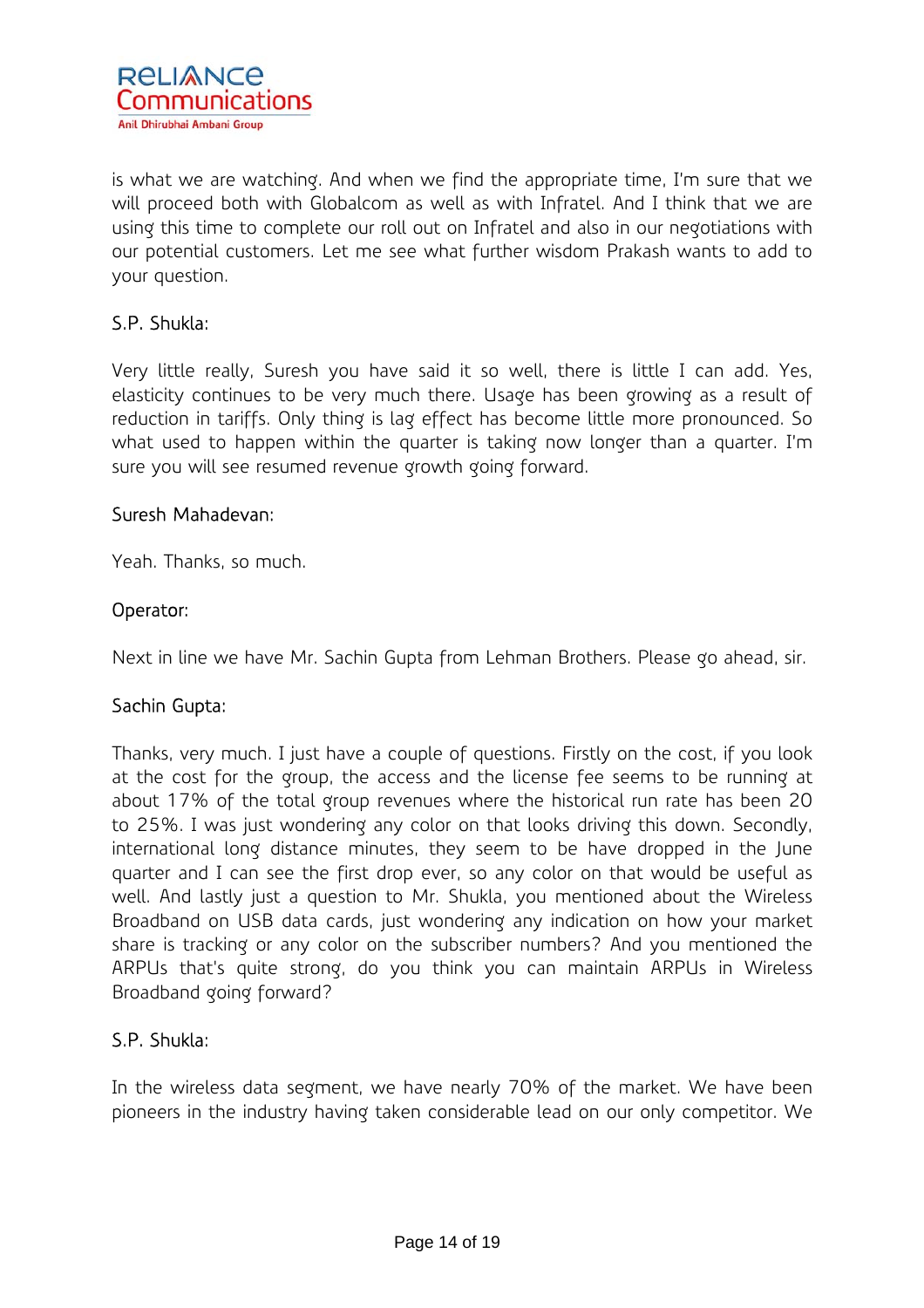is what we are watching. And when we find the appropriate time, I'm sure that we will proceed both with Globalcom as well as with Infratel. And I think that we are using this time to complete our roll out on Infratel and also in our negotiations with our potential customers. Let me see what further wisdom Prakash wants to add to your question.

S.P. Shukla:

Very little really, Suresh you have said it so well, there is little I can add. Yes, elasticity continues to be very much there. Usage has been growing as a result of reduction in tariffs. Only thing is lag effect has become little more pronounced. So what used to happen within the quarter is taking now longer than a quarter. I'm sure you will see resumed revenue growth going forward.

Suresh Mahadevan:

Yeah. Thanks, so much.

Operator:

Next in line we have Mr. Sachin Gupta from Lehman Brothers. Please go ahead, sir.

Sachin Gupta:

Thanks, very much. I just have a couple of questions. Firstly on the cost, if you look at the cost for the group, the access and the license fee seems to be running at about 17% of the total group revenues where the historical run rate has been 20 to 25%. I was just wondering any color on that looks driving this down. Secondly, international long distance minutes, they seem to be have dropped in the June quarter and I can see the first drop ever, so any color on that would be useful as well. And lastly just a question to Mr. Shukla, you mentioned about the Wireless Broadband on USB data cards, just wondering any indication on how your market share is tracking or any color on the subscriber numbers? And you mentioned the ARPUs that's quite strong, do you think you can maintain ARPUs in Wireless Broadband going forward?

S.P. Shukla:

In the wireless data segment, we have nearly 70% of the market. We have been pioneers in the industry having taken considerable lead on our only competitor. We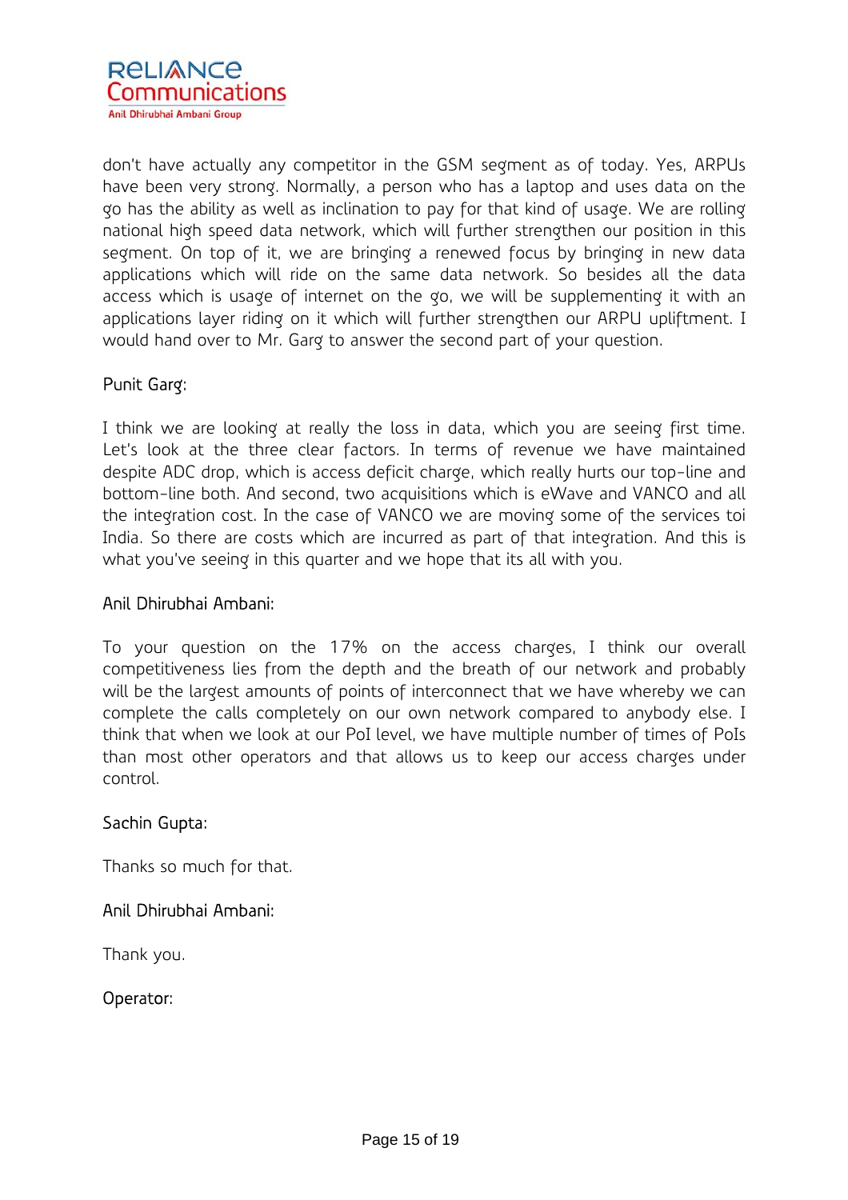don't have actually any competitor in the GSM segment as of today. Yes, ARPUs have been very strong. Normally, a person who has a laptop and uses data on the go has the ability as well as inclination to pay for that kind of usage. We are rolling national high speed data network, which will further strengthen our position in this segment. On top of it, we are bringing a renewed focus by bringing in new data applications which will ride on the same data network. So besides all the data access which is usage of internet on the go, we will be supplementing it with an applications layer riding on it which will further strengthen our ARPU upliftment. I would hand over to Mr. Garg to answer the second part of your question.

Punit Garg:

I think we are looking at really the loss in data, which you are seeing first time. Let's look at the three clear factors. In terms of revenue we have maintained despite ADC drop, which is access deficit charge, which really hurts our top-line and bottom-line both. And second, two acquisitions which is eWave and VANCO and all the integration cost. In the case of VANCO we are moving some of the services toi India. So there are costs which are incurred as part of that integration. And this is what you've seeing in this quarter and we hope that its all with you.

Anil Dhirubhai Ambani:

To your question on the 17% on the access charges, I think our overall competitiveness lies from the depth and the breath of our network and probably will be the largest amounts of points of interconnect that we have whereby we can complete the calls completely on our own network compared to anybody else. I think that when we look at our PoI level, we have multiple number of times of PoIs than most other operators and that allows us to keep our access charges under control.

Sachin Gupta:

Thanks so much for that.

Anil Dhirubhai Ambani:

Thank you.

Operator: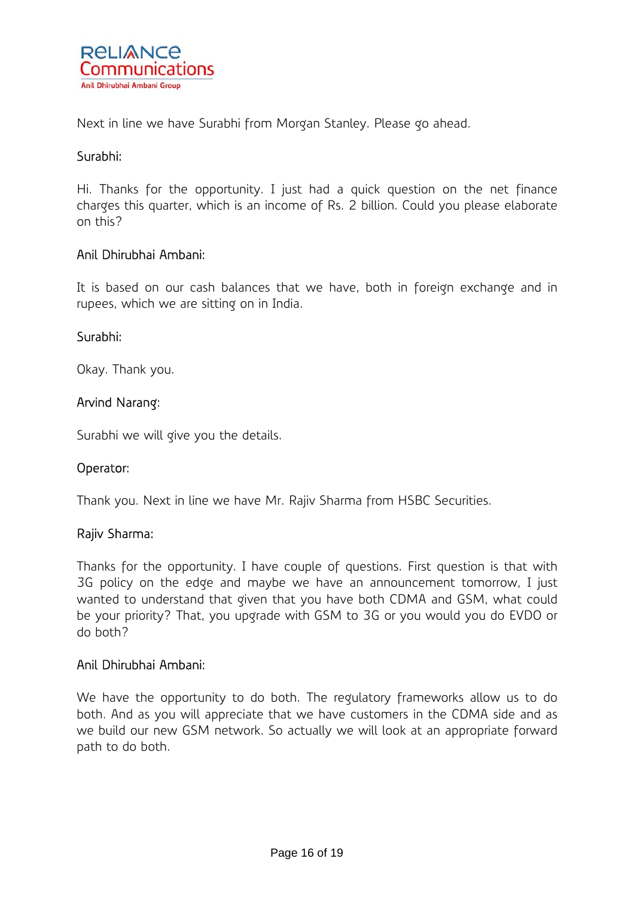Next in line we have Surabhi from Morgan Stanley. Please go ahead.

Surabhi:

Hi. Thanks for the opportunity. I just had a quick question on the net finance charges this quarter, which is an income of Rs. 2 billion. Could you please elaborate on this?

Anil Dhirubhai Ambani:

It is based on our cash balances that we have, both in foreign exchange and in rupees, which we are sitting on in India.

Surabhi:

Okay. Thank you.

Arvind Narang:

Surabhi we will give you the details.

Operator:

Thank you. Next in line we have Mr. Rajiv Sharma from HSBC Securities.

Rajiv Sharma:

Thanks for the opportunity. I have couple of questions. First question is that with 3G policy on the edge and maybe we have an announcement tomorrow, I just wanted to understand that given that you have both CDMA and GSM, what could be your priority? That, you upgrade with GSM to 3G or you would you do EVDO or do both?

Anil Dhirubhai Ambani:

We have the opportunity to do both. The regulatory frameworks allow us to do both. And as you will appreciate that we have customers in the CDMA side and as we build our new GSM network. So actually we will look at an appropriate forward path to do both.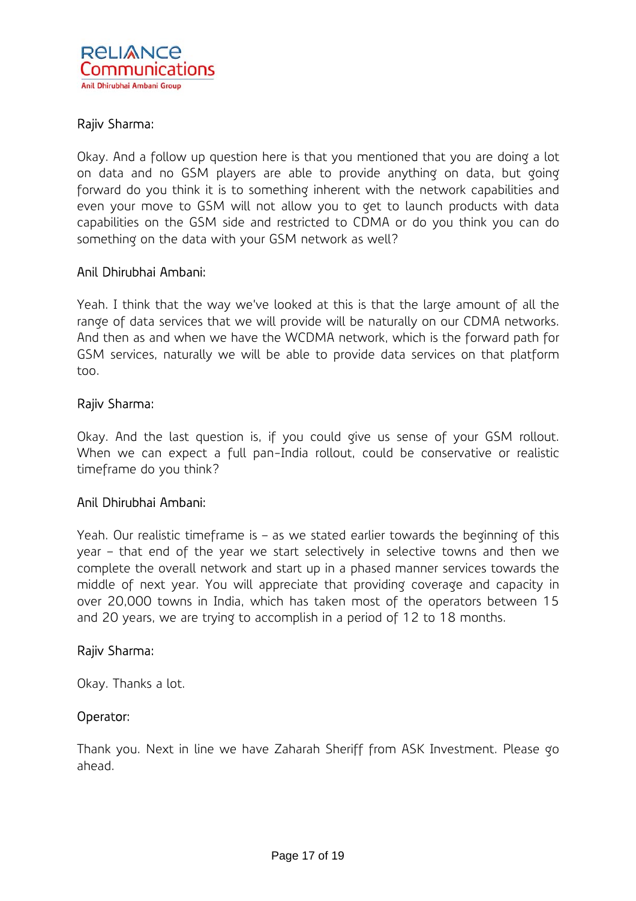Rajiv Sharma:

Okay. And a follow up question here is that you mentioned that you are doing a lot on data and no GSM players are able to provide anything on data, but going forward do you think it is to something inherent with the network capabilities and even your move to GSM will not allow you to get to launch products with data capabilities on the GSM side and restricted to CDMA or do you think you can do something on the data with your GSM network as well?

Anil Dhirubhai Ambani:

Yeah. I think that the way we've looked at this is that the large amount of all the range of data services that we will provide will be naturally on our CDMA networks. And then as and when we have the WCDMA network, which is the forward path for GSM services, naturally we will be able to provide data services on that platform too.

Rajiv Sharma:

Okay. And the last question is, if you could give us sense of your GSM rollout. When we can expect a full pan-India rollout, could be conservative or realistic timeframe do you think?

Anil Dhirubhai Ambani:

Yeah. Our realistic timeframe is – as we stated earlier towards the beginning of this year – that end of the year we start selectively in selective towns and then we complete the overall network and start up in a phased manner services towards the middle of next year. You will appreciate that providing coverage and capacity in over 20,000 towns in India, which has taken most of the operators between 15 and 20 years, we are trying to accomplish in a period of 12 to 18 months.

Rajiv Sharma:

Okay. Thanks a lot.

Operator:

Thank you. Next in line we have Zaharah Sheriff from ASK Investment. Please go ahead.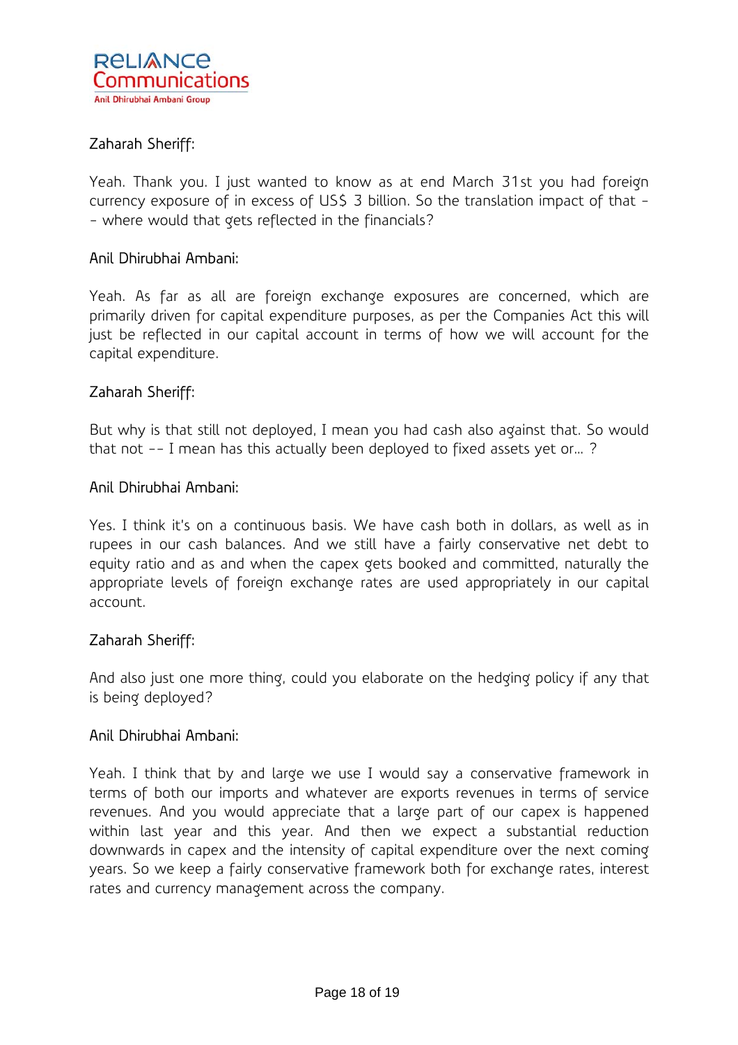Zaharah Sheriff:

Yeah. Thank you. I just wanted to know as at end March 31st you had foreign currency exposure of in excess of US$ 3 billion. So the translation impact of that -- where would that gets reflected in the financials?

Anil Dhirubhai Ambani:

Yeah. As far as all are foreign exchange exposures are concerned, which are primarily driven for capital expenditure purposes, as per the Companies Act this will just be reflected in our capital account in terms of how we will account for the capital expenditure.

Zaharah Sheriff:

But why is that still not deployed, I mean you had cash also against that. So would that not -- I mean has this actually been deployed to fixed assets yet or... ?

Anil Dhirubhai Ambani:

Yes. I think it's on a continuous basis. We have cash both in dollars, as well as in rupees in our cash balances. And we still have a fairly conservative net debt to equity ratio and as and when the capex gets booked and committed, naturally the appropriate levels of foreign exchange rates are used appropriately in our capital account.

Zaharah Sheriff:

And also just one more thing, could you elaborate on the hedging policy if any that is being deployed?

Anil Dhirubhai Ambani:

Yeah. I think that by and large we use I would say a conservative framework in terms of both our imports and whatever are exports revenues in terms of service revenues. And you would appreciate that a large part of our capex is happened within last year and this year. And then we expect a substantial reduction downwards in capex and the intensity of capital expenditure over the next coming years. So we keep a fairly conservative framework both for exchange rates, interest rates and currency management across the company.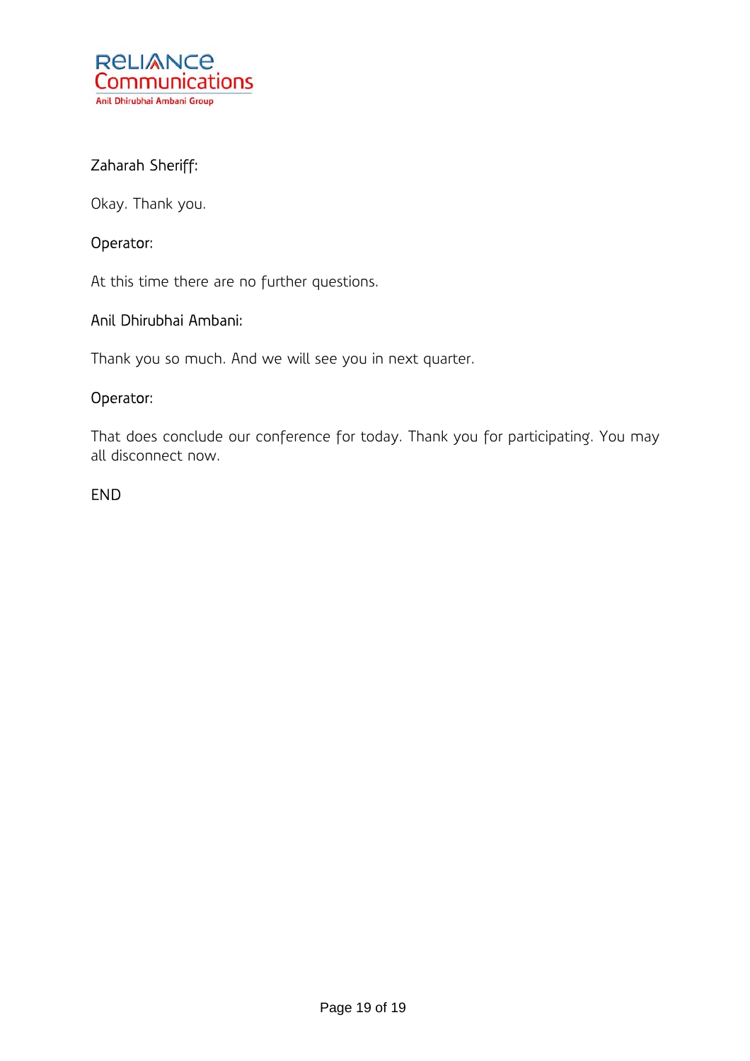Zaharah Sheriff:

Okay. Thank you.

Operator:

At this time there are no further questions.

Anil Dhirubhai Ambani:

Thank you so much. And we will see you in next quarter.

Operator:

That does conclude our conference for today. Thank you for participating. You may all disconnect now.

END